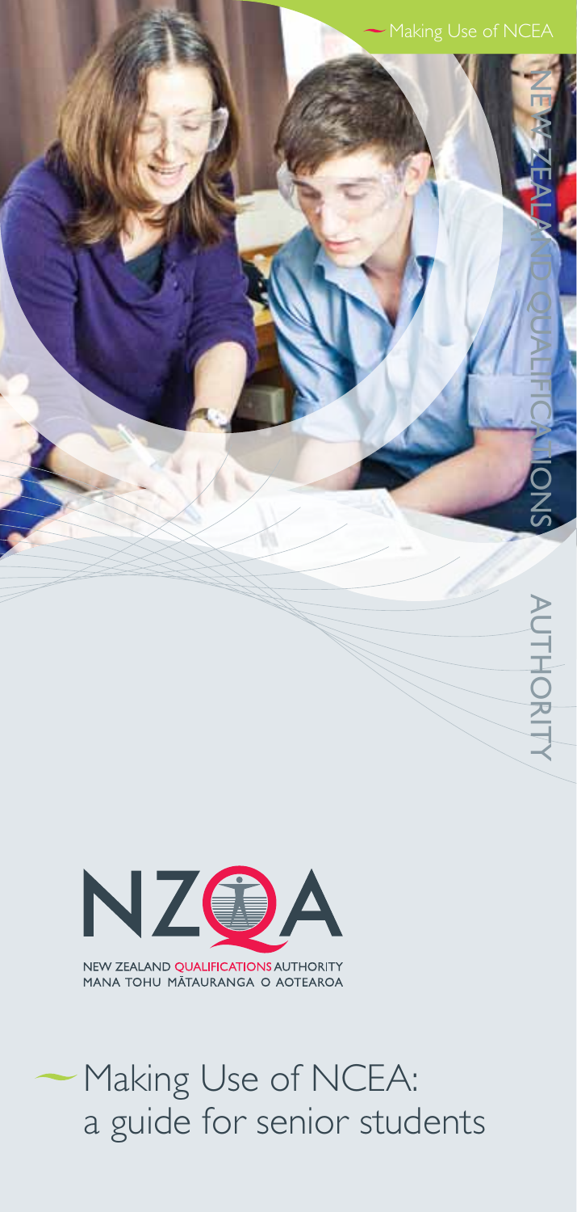Making Use of NCEA

NEW ZEALAND QUALIFICATIONS AUTHORITY

NZQA

NEW ZEALAND QUALIFICATIONS AUTHORITY
MANA TOHU MĀTAURANGA O AOTEAROA

# Making Use of NCEA: a guide for senior students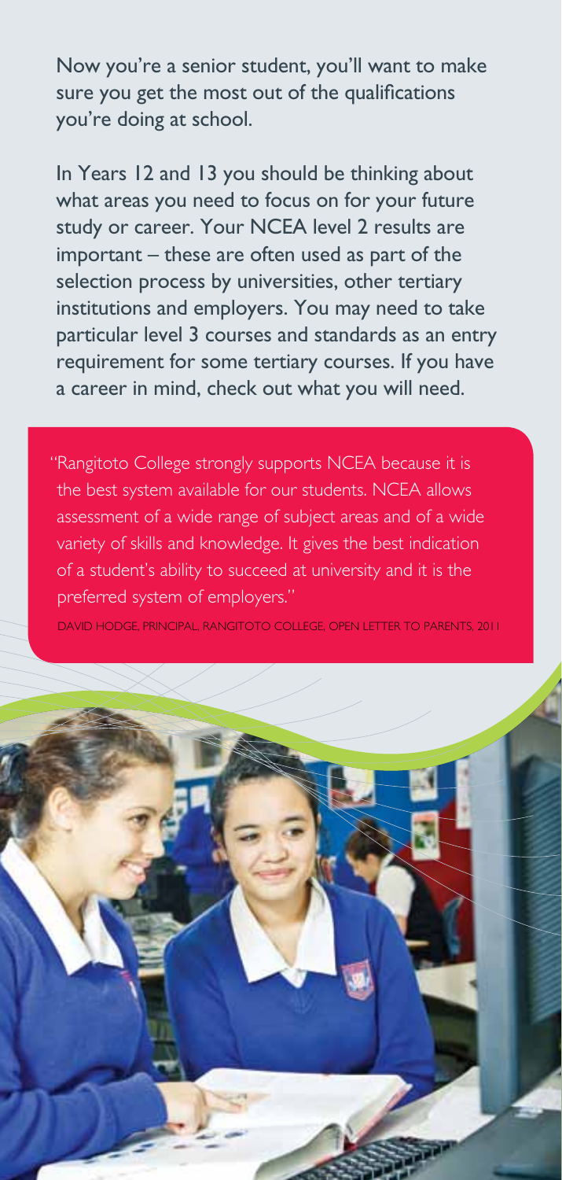Now you're a senior student, you'll want to make sure you get the most out of the qualifications you're doing at school.

In Years 12 and 13 you should be thinking about what areas you need to focus on for your future study or career. Your NCEA level 2 results are important – these are often used as part of the selection process by universities, other tertiary institutions and employers. You may need to take particular level 3 courses and standards as an entry requirement for some tertiary courses. If you have a career in mind, check out what you will need.

> "Rangitoto College strongly supports NCEA because it is the best system available for our students. NCEA allows assessment of a wide range of subject areas and of a wide variety of skills and knowledge. It gives the best indication of a student's ability to succeed at university and it is the preferred system of employers."
>
> DAVID HODGE, PRINCIPAL, RANGITOTO COLLEGE, OPEN LETTER TO PARENTS, 2011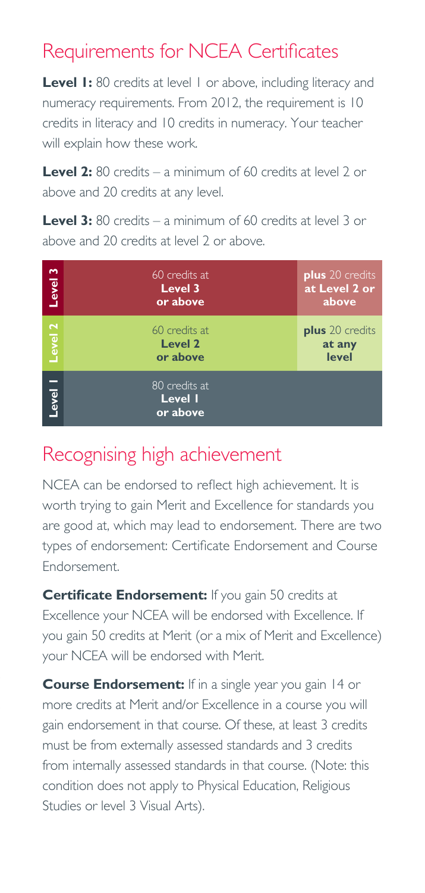## Requirements for NCEA Certificates

**Level 1:** 80 credits at level 1 or above, including literacy and numeracy requirements. From 2012, the requirement is 10 credits in literacy and 10 credits in numeracy. Your teacher will explain how these work.

**Level 2:** 80 credits – a minimum of 60 credits at level 2 or above and 20 credits at any level.

**Level 3:** 80 credits – a minimum of 60 credits at level 3 or above and 20 credits at level 2 or above.

| | | |
|---|---|---|
| **Level 3** | 60 credits at **Level 3 or above** | **plus** 20 credits **at Level 2 or above** |
| **Level 2** | 60 credits at **Level 2 or above** | **plus** 20 credits **at any level** |
| **Level 1** | 80 credits at **Level 1 or above** | |

## Recognising high achievement

NCEA can be endorsed to reflect high achievement. It is worth trying to gain Merit and Excellence for standards you are good at, which may lead to endorsement. There are two types of endorsement: Certificate Endorsement and Course Endorsement.

**Certificate Endorsement:** If you gain 50 credits at Excellence your NCEA will be endorsed with Excellence. If you gain 50 credits at Merit (or a mix of Merit and Excellence) your NCEA will be endorsed with Merit.

**Course Endorsement:** If in a single year you gain 14 or more credits at Merit and/or Excellence in a course you will gain endorsement in that course. Of these, at least 3 credits must be from externally assessed standards and 3 credits from internally assessed standards in that course. (Note: this condition does not apply to Physical Education, Religious Studies or level 3 Visual Arts).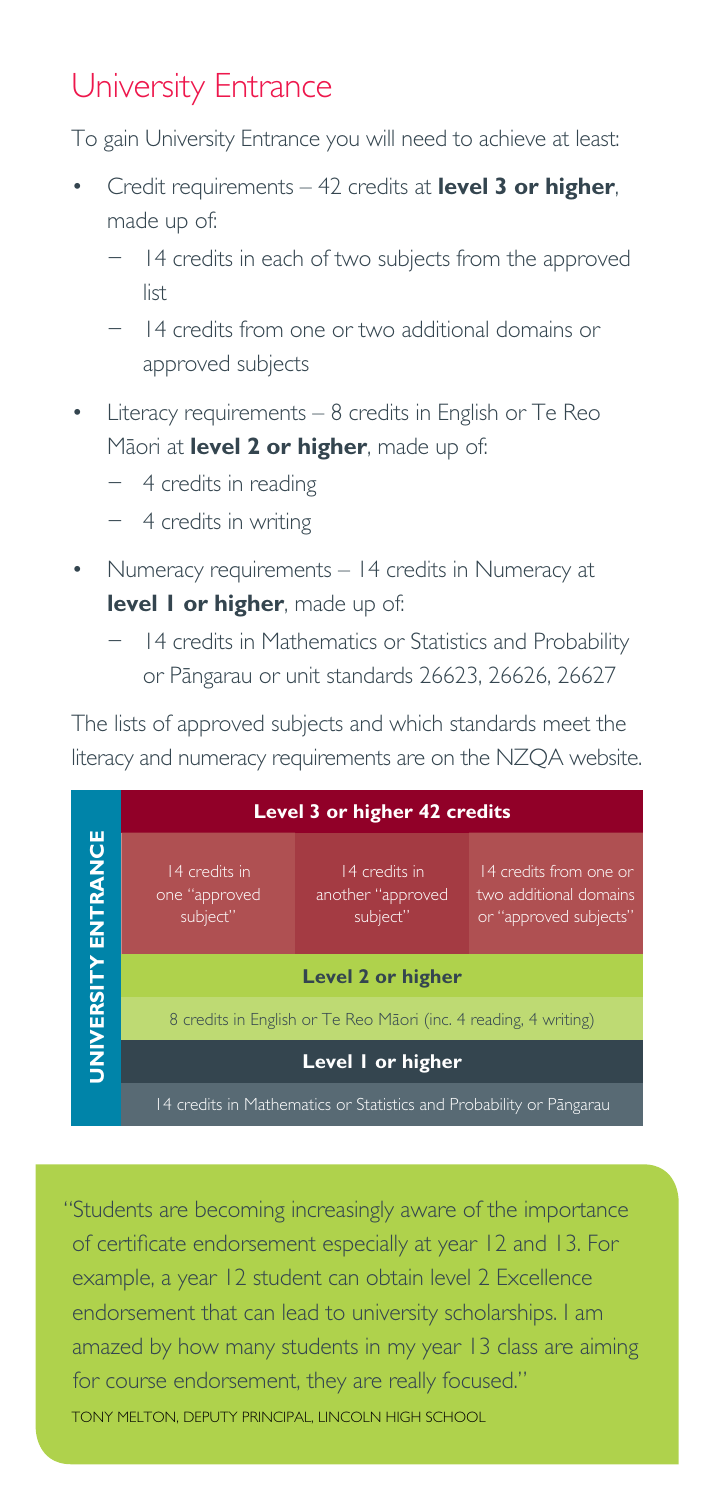## University Entrance

To gain University Entrance you will need to achieve at least:

- Credit requirements – 42 credits at **level 3 or higher**, made up of:
  - 14 credits in each of two subjects from the approved list
  - 14 credits from one or two additional domains or approved subjects
- Literacy requirements – 8 credits in English or Te Reo Māori at **level 2 or higher**, made up of:
  - 4 credits in reading
  - 4 credits in writing
- Numeracy requirements – 14 credits in Numeracy at **level 1 or higher**, made up of:
  - 14 credits in Mathematics or Statistics and Probability or Pāngarau or unit standards 26623, 26626, 26627

The lists of approved subjects and which standards meet the literacy and numeracy requirements are on the NZQA website.

| UNIVERSITY ENTRANCE | **Level 3 or higher 42 credits** | | |
|---|---|---|---|
| | 14 credits in one "approved subject" | 14 credits in another "approved subject" | 14 credits from one or two additional domains or "approved subjects" |
| | **Level 2 or higher** | | |
| | 8 credits in English or Te Reo Māori (inc. 4 reading, 4 writing) | | |
| | **Level 1 or higher** | | |
| | 14 credits in Mathematics or Statistics and Probability or Pāngarau | | |

"Students are becoming increasingly aware of the importance of certificate endorsement especially at year 12 and 13. For example, a year 12 student can obtain level 2 Excellence endorsement that can lead to university scholarships. I am amazed by how many students in my year 13 class are aiming for course endorsement, they are really focused."

TONY MELTON, DEPUTY PRINCIPAL, LINCOLN HIGH SCHOOL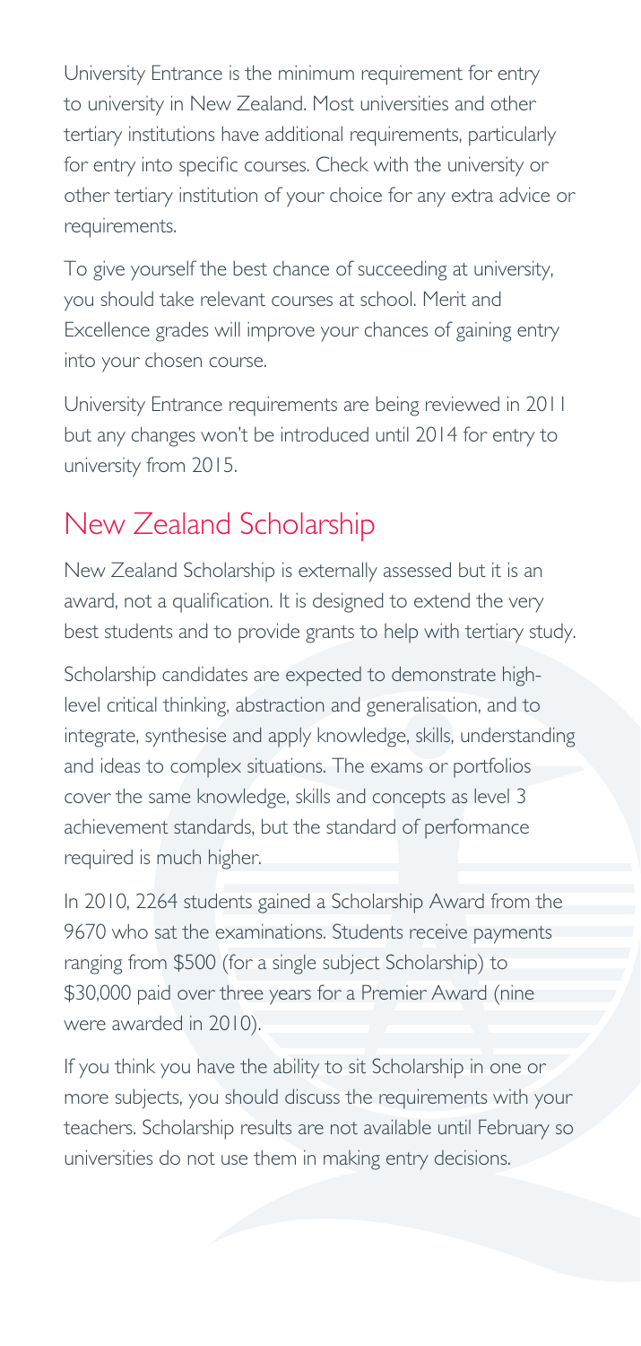University Entrance is the minimum requirement for entry to university in New Zealand. Most universities and other tertiary institutions have additional requirements, particularly for entry into specific courses. Check with the university or other tertiary institution of your choice for any extra advice or requirements.

To give yourself the best chance of succeeding at university, you should take relevant courses at school. Merit and Excellence grades will improve your chances of gaining entry into your chosen course.

University Entrance requirements are being reviewed in 2011 but any changes won't be introduced until 2014 for entry to university from 2015.

## New Zealand Scholarship

New Zealand Scholarship is externally assessed but it is an award, not a qualification. It is designed to extend the very best students and to provide grants to help with tertiary study.

Scholarship candidates are expected to demonstrate high-level critical thinking, abstraction and generalisation, and to integrate, synthesise and apply knowledge, skills, understanding and ideas to complex situations. The exams or portfolios cover the same knowledge, skills and concepts as level 3 achievement standards, but the standard of performance required is much higher.

In 2010, 2264 students gained a Scholarship Award from the 9670 who sat the examinations. Students receive payments ranging from $500 (for a single subject Scholarship) to $30,000 paid over three years for a Premier Award (nine were awarded in 2010).

If you think you have the ability to sit Scholarship in one or more subjects, you should discuss the requirements with your teachers. Scholarship results are not available until February so universities do not use them in making entry decisions.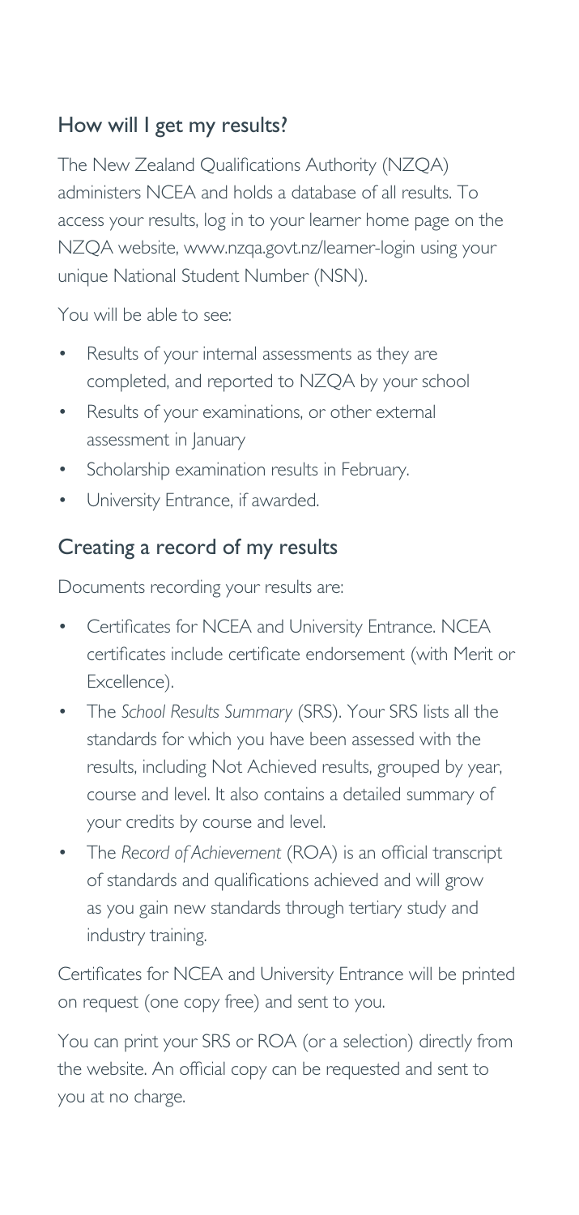## How will I get my results?

The New Zealand Qualifications Authority (NZQA) administers NCEA and holds a database of all results. To access your results, log in to your learner home page on the NZQA website, www.nzqa.govt.nz/learner-login using your unique National Student Number (NSN).

You will be able to see:

- Results of your internal assessments as they are completed, and reported to NZQA by your school
- Results of your examinations, or other external assessment in January
- Scholarship examination results in February.
- University Entrance, if awarded.

## Creating a record of my results

Documents recording your results are:

- Certificates for NCEA and University Entrance. NCEA certificates include certificate endorsement (with Merit or Excellence).
- The *School Results Summary* (SRS). Your SRS lists all the standards for which you have been assessed with the results, including Not Achieved results, grouped by year, course and level. It also contains a detailed summary of your credits by course and level.
- The *Record of Achievement* (ROA) is an official transcript of standards and qualifications achieved and will grow as you gain new standards through tertiary study and industry training.

Certificates for NCEA and University Entrance will be printed on request (one copy free) and sent to you.

You can print your SRS or ROA (or a selection) directly from the website. An official copy can be requested and sent to you at no charge.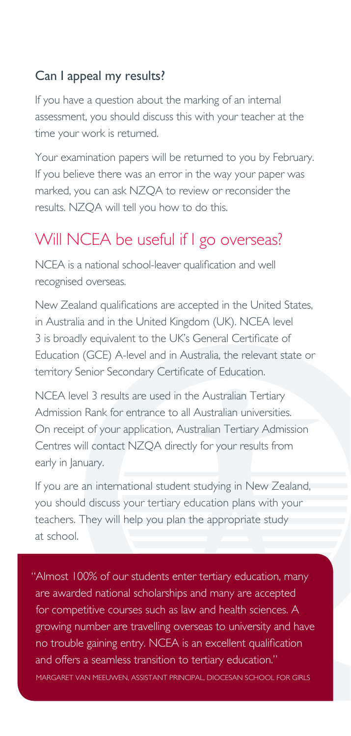### Can I appeal my results?

If you have a question about the marking of an internal assessment, you should discuss this with your teacher at the time your work is returned.

Your examination papers will be returned to you by February. If you believe there was an error in the way your paper was marked, you can ask NZQA to review or reconsider the results. NZQA will tell you how to do this.

## Will NCEA be useful if I go overseas?

NCEA is a national school-leaver qualification and well recognised overseas.

New Zealand qualifications are accepted in the United States, in Australia and in the United Kingdom (UK). NCEA level 3 is broadly equivalent to the UK's General Certificate of Education (GCE) A-level and in Australia, the relevant state or territory Senior Secondary Certificate of Education.

NCEA level 3 results are used in the Australian Tertiary Admission Rank for entrance to all Australian universities. On receipt of your application, Australian Tertiary Admission Centres will contact NZQA directly for your results from early in January.

If you are an international student studying in New Zealand, you should discuss your tertiary education plans with your teachers. They will help you plan the appropriate study at school.

> "Almost 100% of our students enter tertiary education, many are awarded national scholarships and many are accepted for competitive courses such as law and health sciences. A growing number are travelling overseas to university and have no trouble gaining entry. NCEA is an excellent qualification and offers a seamless transition to tertiary education."
>
> MARGARET VAN MEEUWEN, ASSISTANT PRINCIPAL, DIOCESAN SCHOOL FOR GIRLS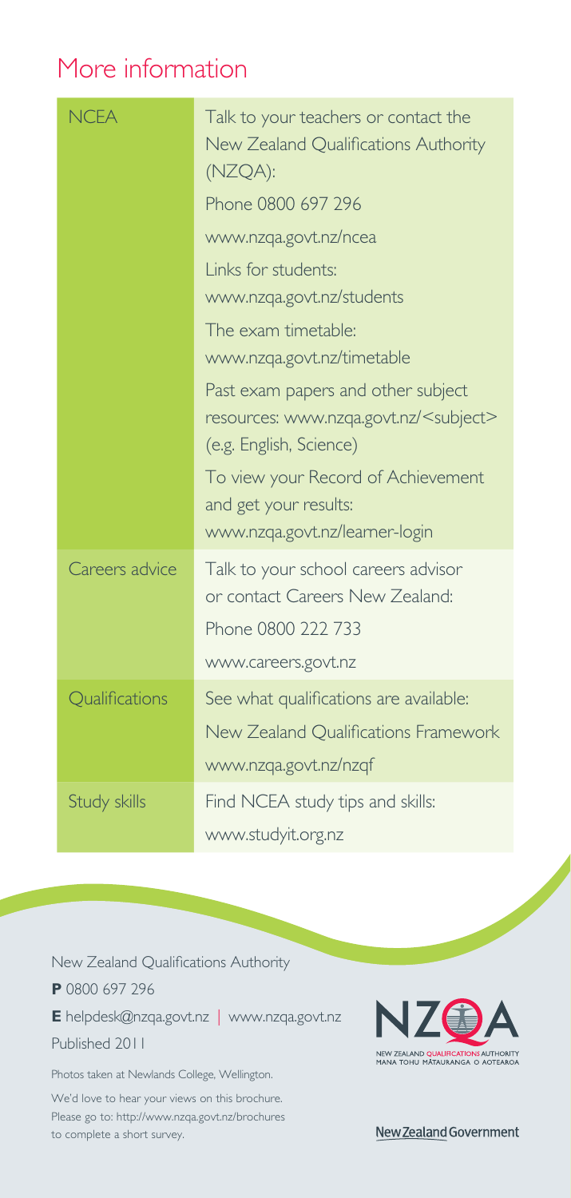## More information

| | |
|---|---|
| NCEA | Talk to your teachers or contact the New Zealand Qualifications Authority (NZQA):<br>Phone 0800 697 296<br>www.nzqa.govt.nz/ncea<br>Links for students:<br>www.nzqa.govt.nz/students<br>The exam timetable:<br>www.nzqa.govt.nz/timetable<br>Past exam papers and other subject resources: www.nzqa.govt.nz/<subject> (e.g. English, Science)<br>To view your Record of Achievement and get your results:<br>www.nzqa.govt.nz/learner-login |
| Careers advice | Talk to your school careers advisor or contact Careers New Zealand:<br>Phone 0800 222 733<br>www.careers.govt.nz |
| Qualifications | See what qualifications are available:<br>New Zealand Qualifications Framework<br>www.nzqa.govt.nz/nzqf |
| Study skills | Find NCEA study tips and skills:<br>www.studyit.org.nz |

New Zealand Qualifications Authority

**P** 0800 697 296

**E** helpdesk@nzqa.govt.nz | www.nzqa.govt.nz

Published 2011

Photos taken at Newlands College, Wellington.

We'd love to hear your views on this brochure. Please go to: http://www.nzqa.govt.nz/brochures to complete a short survey.

NZQA

NEW ZEALAND QUALIFICATIONS AUTHORITY
MANA TOHU MĀTAURANGA O AOTEAROA

New Zealand Government